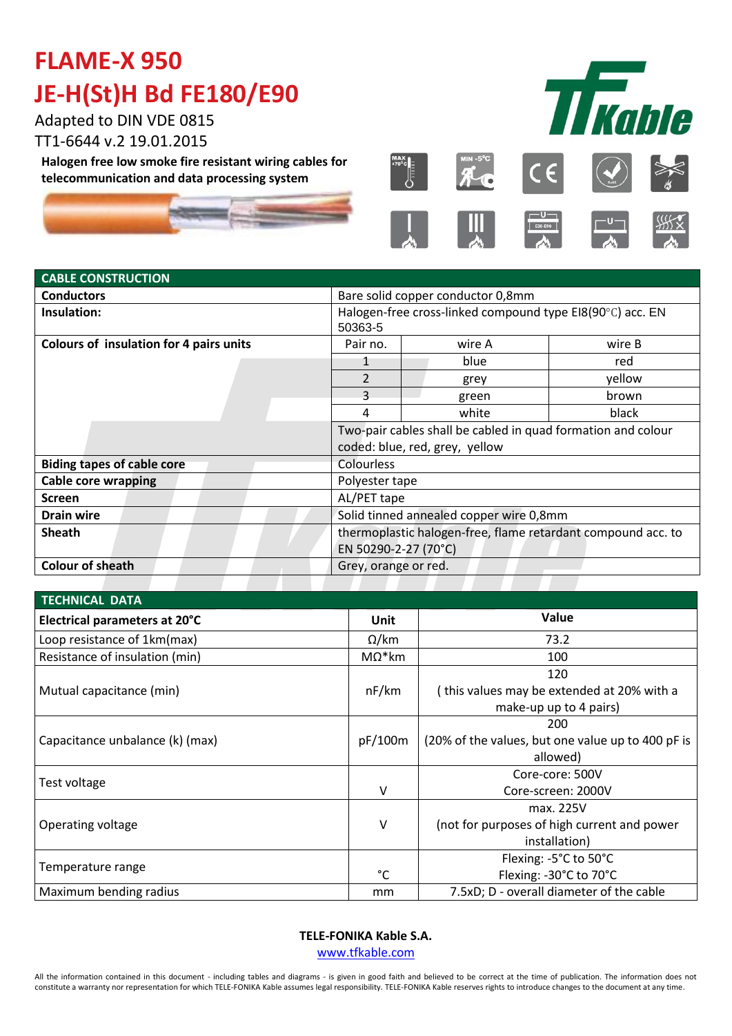# FLAME-X 950

# JE-H(St)H Bd FE180/E90

Adapted to DIN VDE 0815

TT1-6644 v.2 19.01.2015

**Halogen free low smoke fire resistant wiring cables for telecommunication and data processing system**

| CABLE CONSTRUCTION | | | |
|---|---|---|---|
| **Conductors** | Bare solid copper conductor 0,8mm | | |
| **Insulation:** | Halogen-free cross-linked compound type EI8(90°C) acc. EN 50363-5 | | |
| **Colours of insulation for 4 pairs units** | Pair no. | wire A | wire B |
| | 1 | blue | red |
| | 2 | grey | yellow |
| | 3 | green | brown |
| | 4 | white | black |
| | Two-pair cables shall be cabled in quad formation and colour coded: blue, red, grey, yellow | | |
| **Biding tapes of cable core** | Colourless | | |
| **Cable core wrapping** | Polyester tape | | |
| **Screen** | AL/PET tape | | |
| **Drain wire** | Solid tinned annealed copper wire 0,8mm | | |
| **Sheath** | thermoplastic halogen-free, flame retardant compound acc. to EN 50290-2-27 (70°C) | | |
| **Colour of sheath** | Grey, orange or red. | | |

| TECHNICAL DATA | | |
|---|---|---|
| **Electrical parameters at 20°C** | **Unit** | **Value** |
| Loop resistance of 1km(max) | Ω/km | 73.2 |
| Resistance of insulation (min) | MΩ*km | 100 |
| Mutual capacitance (min) | nF/km | 120 ( this values may be extended at 20% with a make-up up to 4 pairs) |
| Capacitance unbalance (k) (max) | pF/100m | 200 (20% of the values, but one value up to 400 pF is allowed) |
| Test voltage | V | Core-core: 500V Core-screen: 2000V |
| Operating voltage | V | max. 225V (not for purposes of high current and power installation) |
| Temperature range | °C | Flexing: -5°C to 50°C Flexing: -30°C to 70°C |
| Maximum bending radius | mm | 7.5xD; D - overall diameter of the cable |

**TELE-FONIKA Kable S.A.**

www.tfkable.com

All the information contained in this document - including tables and diagrams - is given in good faith and believed to be correct at the time of publication. The information does not constitute a warranty nor representation for which TELE-FONIKA Kable assumes legal responsibility. TELE-FONIKA Kable reserves rights to introduce changes to the document at any time.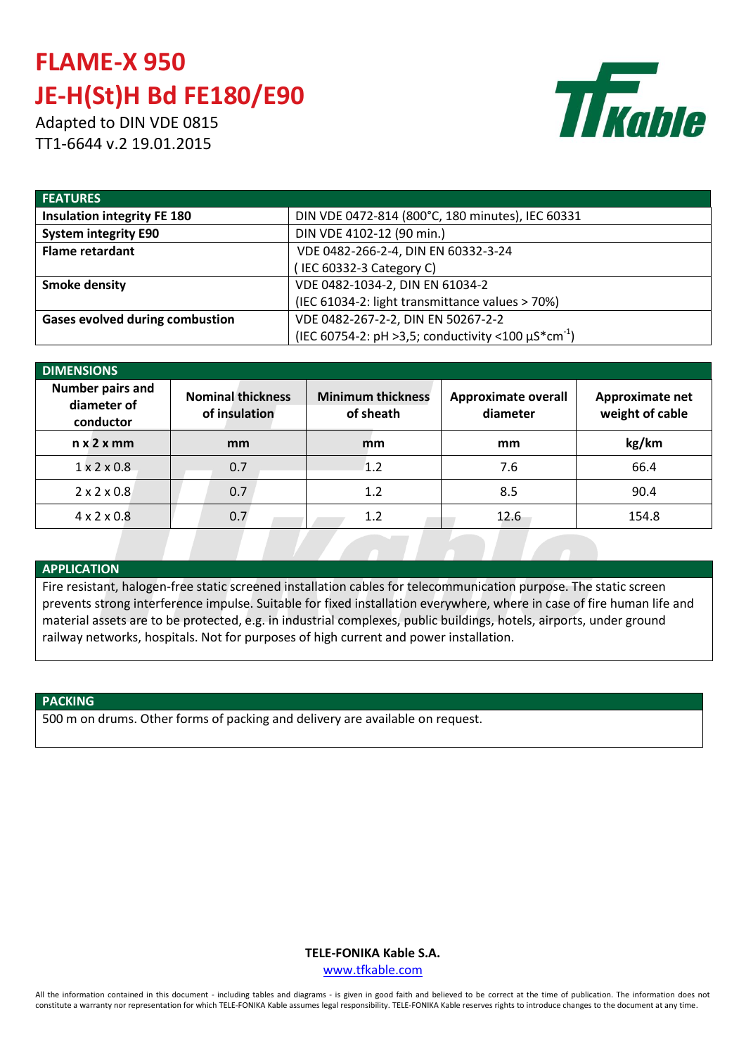# FLAME-X 950
# JE-H(St)H Bd FE180/E90

Adapted to DIN VDE 0815
TT1-6644 v.2 19.01.2015

| FEATURES | |
|---|---|
| **Insulation integrity FE 180** | DIN VDE 0472-814 (800°C, 180 minutes), IEC 60331 |
| **System integrity E90** | DIN VDE 4102-12 (90 min.) |
| **Flame retardant** | VDE 0482-266-2-4, DIN EN 60332-3-24 ( IEC 60332-3 Category C) |
| **Smoke density** | VDE 0482-1034-2, DIN EN 61034-2 (IEC 61034-2: light transmittance values > 70%) |
| **Gases evolved during combustion** | VDE 0482-267-2-2, DIN EN 50267-2-2 (IEC 60754-2: pH >3,5; conductivity <100 µS*cm$^{-1}$) |

## DIMENSIONS

| Number pairs and diameter of conductor | Nominal thickness of insulation | Minimum thickness of sheath | Approximate overall diameter | Approximate net weight of cable |
|---|---|---|---|---|
| **n x 2 x mm** | **mm** | **mm** | **mm** | **kg/km** |
| 1 x 2 x 0.8 | 0.7 | 1.2 | 7.6 | 66.4 |
| 2 x 2 x 0.8 | 0.7 | 1.2 | 8.5 | 90.4 |
| 4 x 2 x 0.8 | 0.7 | 1.2 | 12.6 | 154.8 |

## APPLICATION

Fire resistant, halogen-free static screened installation cables for telecommunication purpose. The static screen prevents strong interference impulse. Suitable for fixed installation everywhere, where in case of fire human life and material assets are to be protected, e.g. in industrial complexes, public buildings, hotels, airports, under ground railway networks, hospitals. Not for purposes of high current and power installation.

## PACKING

500 m on drums. Other forms of packing and delivery are available on request.

**TELE-FONIKA Kable S.A.**
www.tfkable.com

All the information contained in this document - including tables and diagrams - is given in good faith and believed to be correct at the time of publication. The information does not constitute a warranty nor representation for which TELE-FONIKA Kable assumes legal responsibility. TELE-FONIKA Kable reserves rights to introduce changes to the document at any time.